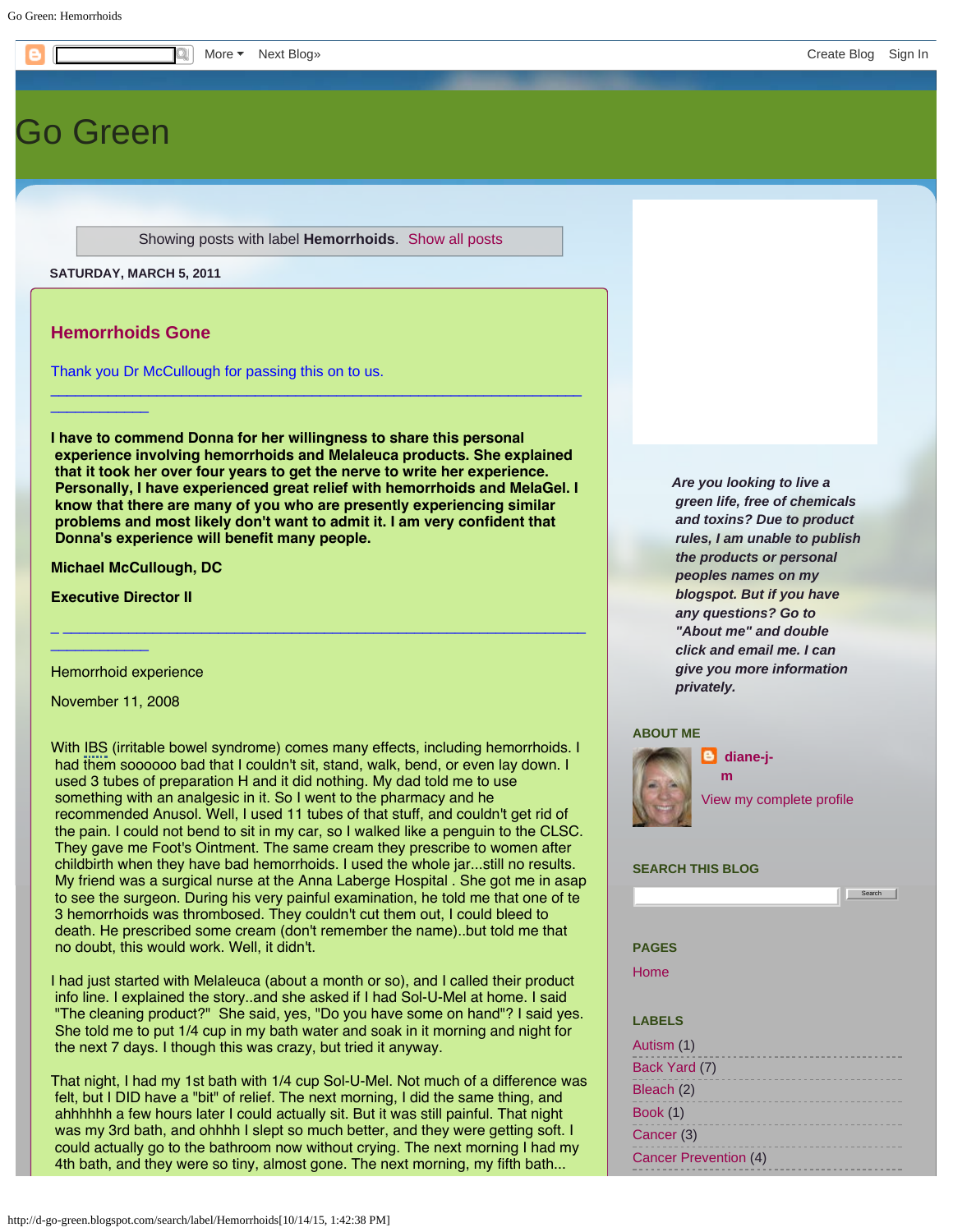More ▾ Next Blog» Create Blog Sign In

# Go Green

Showing posts with label **Hemorrhoids**. Show all posts

**SATURDAY, MARCH 5, 2011**

## Hemorrhoids Gone

Thank you Dr McCullough for passing this on to us.

---

**I have to commend Donna for her willingness to share this personal experience involving hemorrhoids and Melaleuca products. She explained that it took her over four years to get the nerve to write her experience. Personally, I have experienced great relief with hemorrhoids and MelaGel. I know that there are many of you who are presently experiencing similar problems and most likely don't want to admit it. I am very confident that Donna's experience will benefit many people.**

**Michael McCullough, DC**

**Executive Director II**

---

Hemorrhoid experience

November 11, 2008

With IBS (irritable bowel syndrome) comes many effects, including hemorrhoids. I had them soooooo bad that I couldn't sit, stand, walk, bend, or even lay down. I used 3 tubes of preparation H and it did nothing. My dad told me to use something with an analgesic in it. So I went to the pharmacy and he recommended Anusol. Well, I used 11 tubes of that stuff, and couldn't get rid of the pain. I could not bend to sit in my car, so I walked like a penguin to the CLSC. They gave me Foot's Ointment. The same cream they prescribe to women after childbirth when they have bad hemorrhoids. I used the whole jar...still no results. My friend was a surgical nurse at the Anna Laberge Hospital . She got me in asap to see the surgeon. During his very painful examination, he told me that one of te 3 hemorrhoids was thrombosed. They couldn't cut them out, I could bleed to death. He prescribed some cream (don't remember the name)..but told me that no doubt, this would work. Well, it didn't.

I had just started with Melaleuca (about a month or so), and I called their product info line. I explained the story..and she asked if I had Sol-U-Mel at home. I said "The cleaning product?" She said, yes, "Do you have some on hand"? I said yes. She told me to put 1/4 cup in my bath water and soak in it morning and night for the next 7 days. I though this was crazy, but tried it anyway.

That night, I had my 1st bath with 1/4 cup Sol-U-Mel. Not much of a difference was felt, but I DID have a "bit" of relief. The next morning, I did the same thing, and ahhhhhh a few hours later I could actually sit. But it was still painful. That night was my 3rd bath, and ohhhh I slept so much better, and they were getting soft. I could actually go to the bathroom now without crying. The next morning I had my 4th bath, and they were so tiny, almost gone. The next morning, my fifth bath...

*Are you looking to live a green life, free of chemicals and toxins? Due to product rules, I am unable to publish the products or personal peoples names on my blogspot. But if you have any questions? Go to "About me" and double click and email me. I can give you more information privately.*

### ABOUT ME

**diane-j-m**

View my complete profile

### SEARCH THIS BLOG

Search

### PAGES

Home

### LABELS

- Autism (1)
- Back Yard (7)
- Bleach (2)
- Book (1)
- Cancer (3)
- Cancer Prevention (4)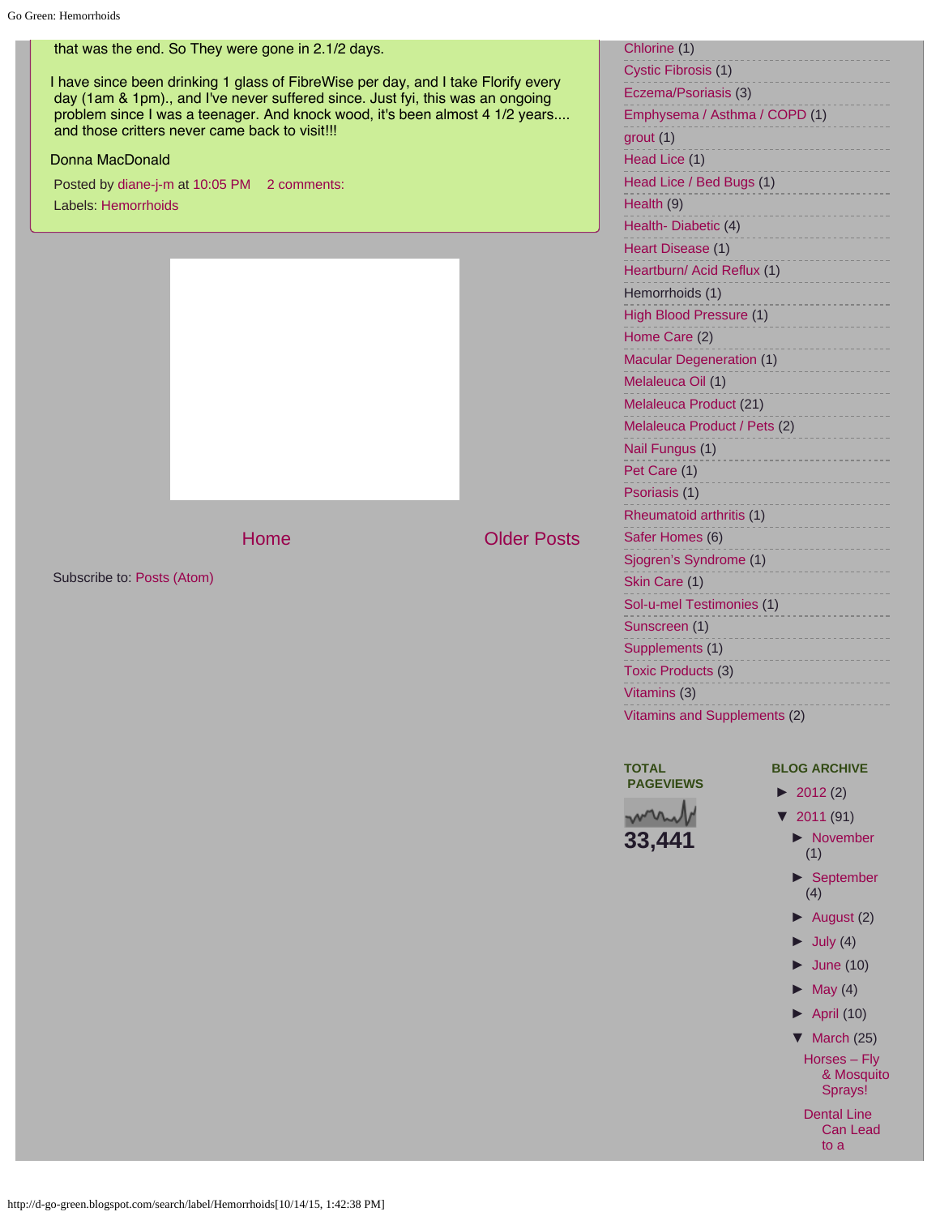that was the end. So They were gone in 2.1/2 days.

I have since been drinking 1 glass of FibreWise per day, and I take Florify every day (1am & 1pm)., and I've never suffered since. Just fyi, this was an ongoing problem since I was a teenager. And knock wood, it's been almost 4 1/2 years.... and those critters never came back to visit!!!

Donna MacDonald

Posted by diane-j-m at 10:05 PM 2 comments:

Labels: Hemorrhoids

Home Older Posts

Subscribe to: Posts (Atom)

- Chlorine (1)
- Cystic Fibrosis (1)
- Eczema/Psoriasis (3)
- Emphysema / Asthma / COPD (1)
- grout (1)
- Head Lice (1)
- Head Lice / Bed Bugs (1)
- Health (9)
- Health- Diabetic (4)
- Heart Disease (1)
- Heartburn/ Acid Reflux (1)
- Hemorrhoids (1)
- High Blood Pressure (1)
- Home Care (2)
- Macular Degeneration (1)
- Melaleuca Oil (1)
- Melaleuca Product (21)
- Melaleuca Product / Pets (2)
- Nail Fungus (1)
- Pet Care (1)
- Psoriasis (1)
- Rheumatoid arthritis (1)
- Safer Homes (6)
- Sjogren's Syndrome (1)
- Skin Care (1)
- Sol-u-mel Testimonies (1)
- Sunscreen (1)
- Supplements (1)
- Toxic Products (3)
- Vitamins (3)
- Vitamins and Supplements (2)

**TOTAL PAGEVIEWS**

**33,441**

**BLOG ARCHIVE**

- ► 2012 (2)
- ▼ 2011 (91)
  - ► November (1)
  - ► September (4)
  - ► August (2)
  - ► July (4)
  - ► June (10)
  - ► May (4)
  - ► April (10)
  - ▼ March (25)
    - Horses – Fly & Mosquito Sprays!
    - Dental Line Can Lead to a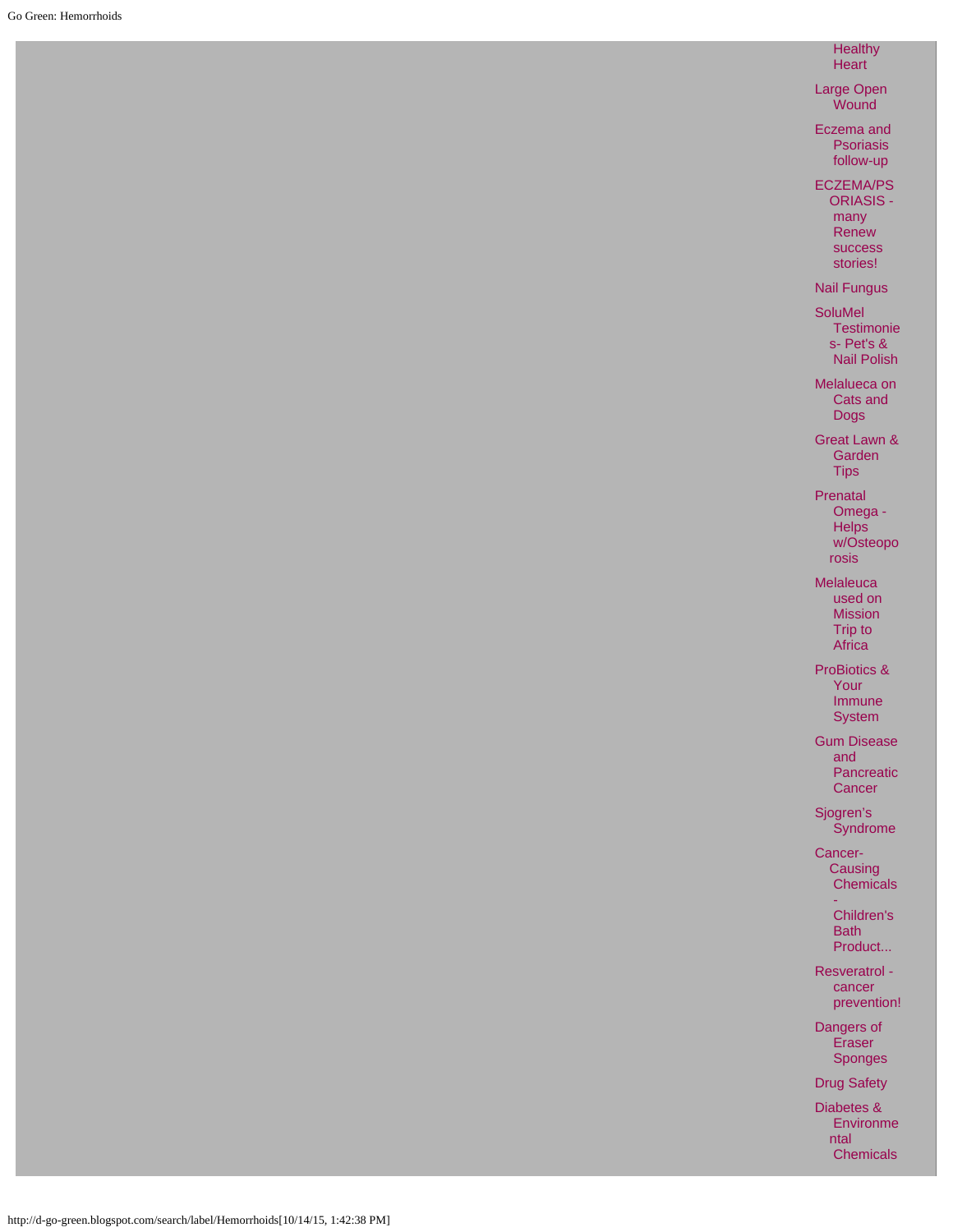- Healthy Heart
- Large Open Wound
- Eczema and Psoriasis follow-up
- ECZEMA/PSORIASIS - many Renew success stories!
- Nail Fungus
- SoluMel Testimonies- Pet's & Nail Polish
- Melalueca on Cats and Dogs
- Great Lawn & Garden Tips
- Prenatal Omega - Helps w/Osteoporosis
- Melaleuca used on Mission Trip to Africa
- ProBiotics & Your Immune System
- Gum Disease and Pancreatic Cancer
- Sjogren's Syndrome
- Cancer-Causing Chemicals - Children's Bath Product...
- Resveratrol - cancer prevention!
- Dangers of Eraser Sponges
- Drug Safety
- Diabetes & Environmental Chemicals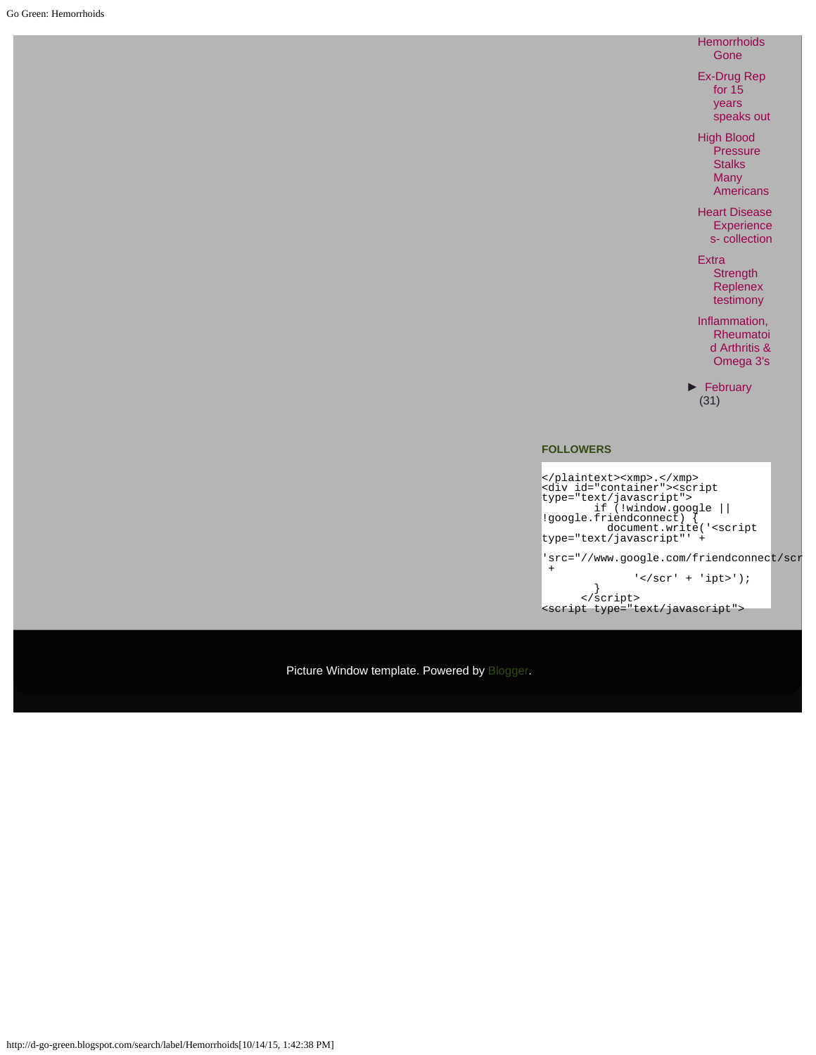- Hemorrhoids Gone
- Ex-Drug Rep for 15 years speaks out
- High Blood Pressure Stalks Many Americans
- Heart Disease Experiences- collection
- Extra Strength Replenex testimony
- Inflammation, Rheumatoid Arthritis & Omega 3's

► February (31)

**FOLLOWERS**

```
</plaintext><xmp>.</xmp>
<div id="container"><script
type="text/javascript">
        if (!window.google ||
!google.friendconnect) {
          document.write('<script
type="text/javascript"' +

'src="//www.google.com/friendconnect/scr
 +
              '</scr' + 'ipt>');
        }
      </script>
<script type="text/javascript">
```

Picture Window template. Powered by Blogger.